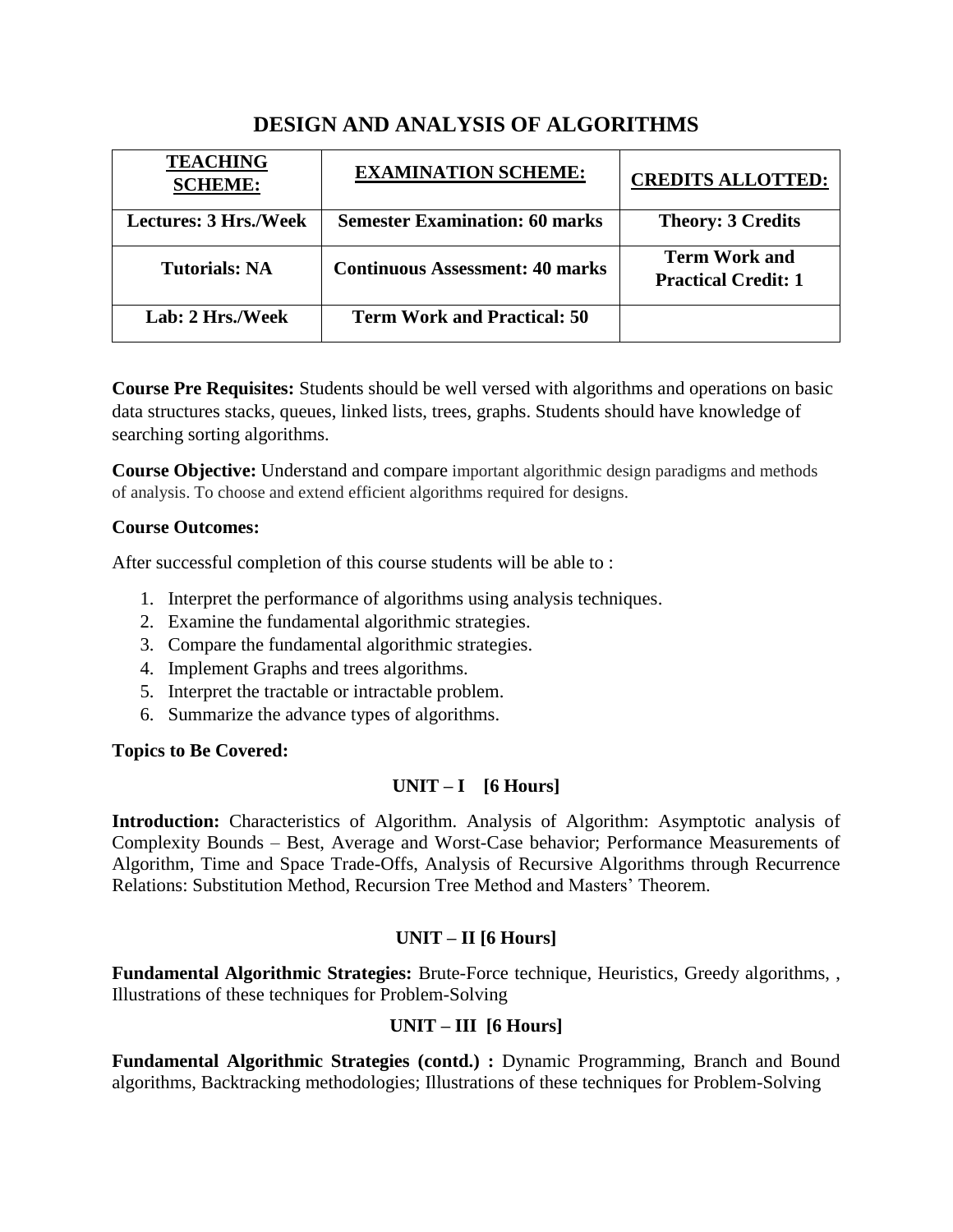# DESIGN AND ANALYSIS OF ALGORITHMS

| TEACHING SCHEME: | EXAMINATION SCHEME: | CREDITS ALLOTTED: |
|---|---|---|
| Lectures: 3 Hrs./Week | Semester Examination: 60 marks | Theory: 3 Credits |
| Tutorials: NA | Continuous Assessment: 40 marks | Term Work and Practical Credit: 1 |
| Lab: 2 Hrs./Week | Term Work and Practical: 50 | |

**Course Pre Requisites:** Students should be well versed with algorithms and operations on basic data structures stacks, queues, linked lists, trees, graphs. Students should have knowledge of searching sorting algorithms.

**Course Objective:** Understand and compare important algorithmic design paradigms and methods of analysis. To choose and extend efficient algorithms required for designs.

**Course Outcomes:**

After successful completion of this course students will be able to :

1. Interpret the performance of algorithms using analysis techniques.
2. Examine the fundamental algorithmic strategies.
3. Compare the fundamental algorithmic strategies.
4. Implement Graphs and trees algorithms.
5. Interpret the tractable or intractable problem.
6. Summarize the advance types of algorithms.

**Topics to Be Covered:**

### UNIT – I [6 Hours]

**Introduction:** Characteristics of Algorithm. Analysis of Algorithm: Asymptotic analysis of Complexity Bounds – Best, Average and Worst-Case behavior; Performance Measurements of Algorithm, Time and Space Trade-Offs, Analysis of Recursive Algorithms through Recurrence Relations: Substitution Method, Recursion Tree Method and Masters' Theorem.

### UNIT – II [6 Hours]

**Fundamental Algorithmic Strategies:** Brute-Force technique, Heuristics, Greedy algorithms, , Illustrations of these techniques for Problem-Solving

### UNIT – III [6 Hours]

**Fundamental Algorithmic Strategies (contd.) :** Dynamic Programming, Branch and Bound algorithms, Backtracking methodologies; Illustrations of these techniques for Problem-Solving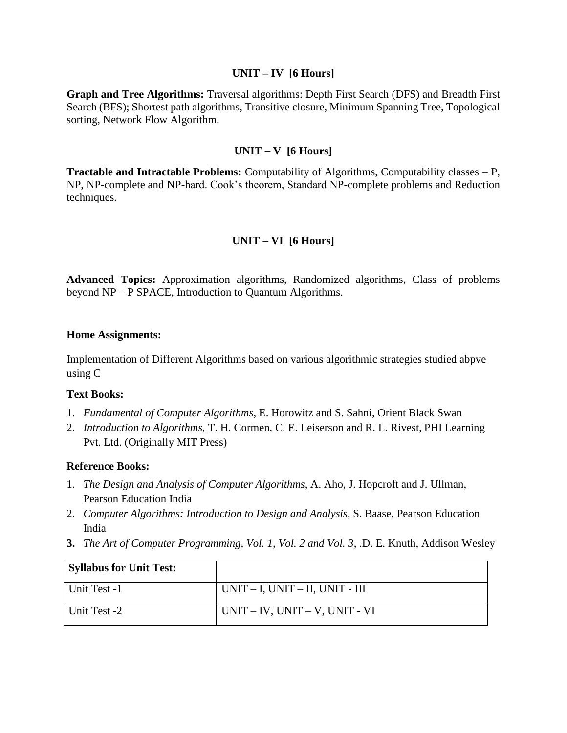### UNIT – IV [6 Hours]

**Graph and Tree Algorithms:** Traversal algorithms: Depth First Search (DFS) and Breadth First Search (BFS); Shortest path algorithms, Transitive closure, Minimum Spanning Tree, Topological sorting, Network Flow Algorithm.

### UNIT – V [6 Hours]

**Tractable and Intractable Problems:** Computability of Algorithms, Computability classes – P, NP, NP-complete and NP-hard. Cook's theorem, Standard NP-complete problems and Reduction techniques.

### UNIT – VI [6 Hours]

**Advanced Topics:** Approximation algorithms, Randomized algorithms, Class of problems beyond NP – P SPACE, Introduction to Quantum Algorithms.

**Home Assignments:**

Implementation of Different Algorithms based on various algorithmic strategies studied abpve using C

**Text Books:**

1. *Fundamental of Computer Algorithms*, E. Horowitz and S. Sahni, Orient Black Swan
2. *Introduction to Algorithms*, T. H. Cormen, C. E. Leiserson and R. L. Rivest, PHI Learning Pvt. Ltd. (Originally MIT Press)

**Reference Books:**

1. *The Design and Analysis of Computer Algorithms*, A. Aho, J. Hopcroft and J. Ullman, Pearson Education India
2. *Computer Algorithms: Introduction to Design and Analysis*, S. Baase, Pearson Education India
3. *The Art of Computer Programming, Vol. 1, Vol. 2 and Vol. 3*, .D. E. Knuth, Addison Wesley

| **Syllabus for Unit Test:** | |
|---|---|
| Unit Test -1 | UNIT – I, UNIT – II, UNIT - III |
| Unit Test -2 | UNIT – IV, UNIT – V, UNIT - VI |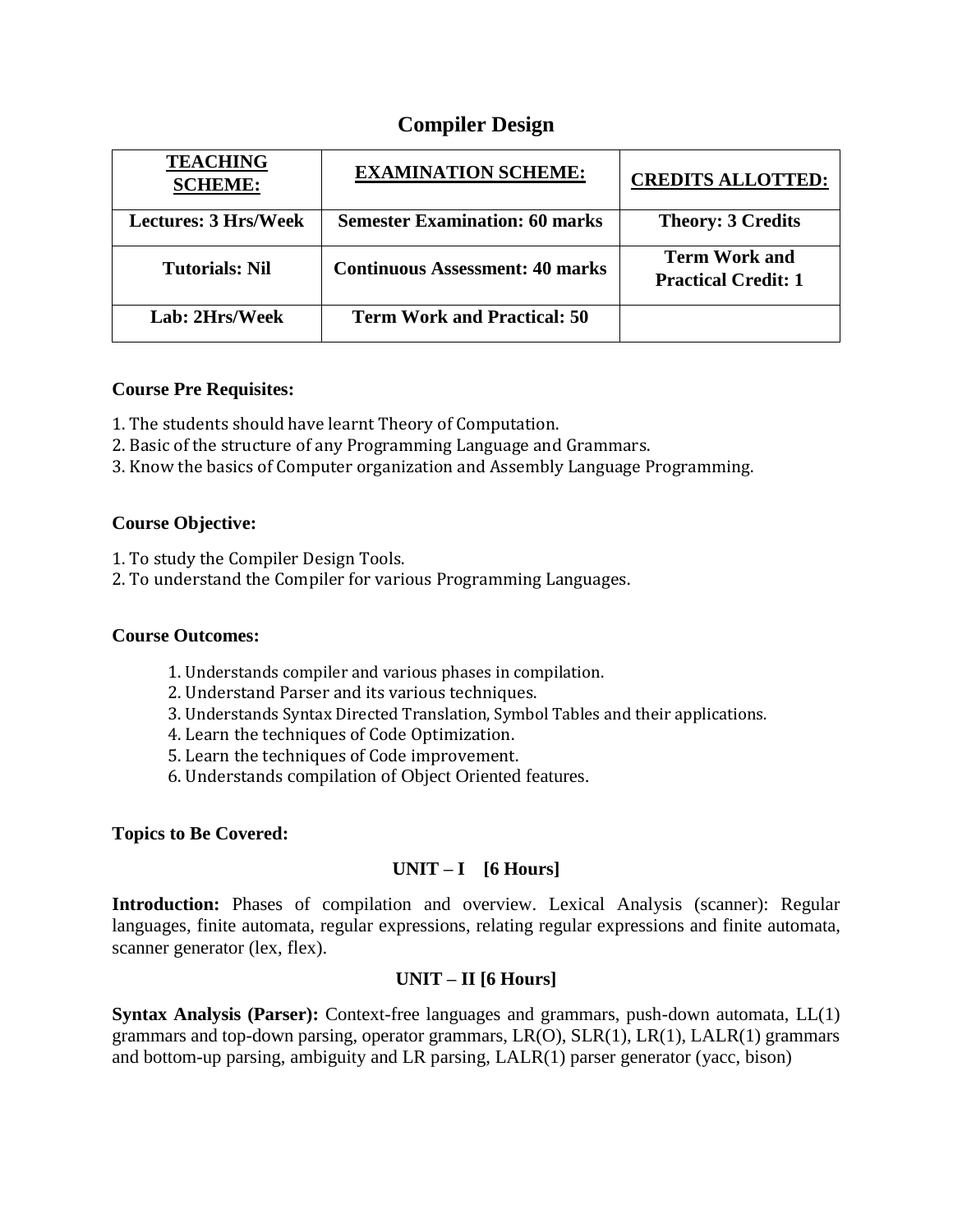# Compiler Design

| TEACHING SCHEME: | EXAMINATION SCHEME: | CREDITS ALLOTTED: |
|---|---|---|
| Lectures: 3 Hrs/Week | Semester Examination: 60 marks | Theory: 3 Credits |
| Tutorials: Nil | Continuous Assessment: 40 marks | Term Work and Practical Credit: 1 |
| Lab: 2Hrs/Week | Term Work and Practical: 50 | |

**Course Pre Requisites:**

1. The students should have learnt Theory of Computation.
2. Basic of the structure of any Programming Language and Grammars.
3. Know the basics of Computer organization and Assembly Language Programming.

**Course Objective:**

1. To study the Compiler Design Tools.
2. To understand the Compiler for various Programming Languages.

**Course Outcomes:**

1. Understands compiler and various phases in compilation.
2. Understand Parser and its various techniques.
3. Understands Syntax Directed Translation, Symbol Tables and their applications.
4. Learn the techniques of Code Optimization.
5. Learn the techniques of Code improvement.
6. Understands compilation of Object Oriented features.

**Topics to Be Covered:**

**UNIT – I [6 Hours]**

**Introduction:** Phases of compilation and overview. Lexical Analysis (scanner): Regular languages, finite automata, regular expressions, relating regular expressions and finite automata, scanner generator (lex, flex).

**UNIT – II [6 Hours]**

**Syntax Analysis (Parser):** Context-free languages and grammars, push-down automata, LL(1) grammars and top-down parsing, operator grammars, LR(O), SLR(1), LR(1), LALR(1) grammars and bottom-up parsing, ambiguity and LR parsing, LALR(1) parser generator (yacc, bison)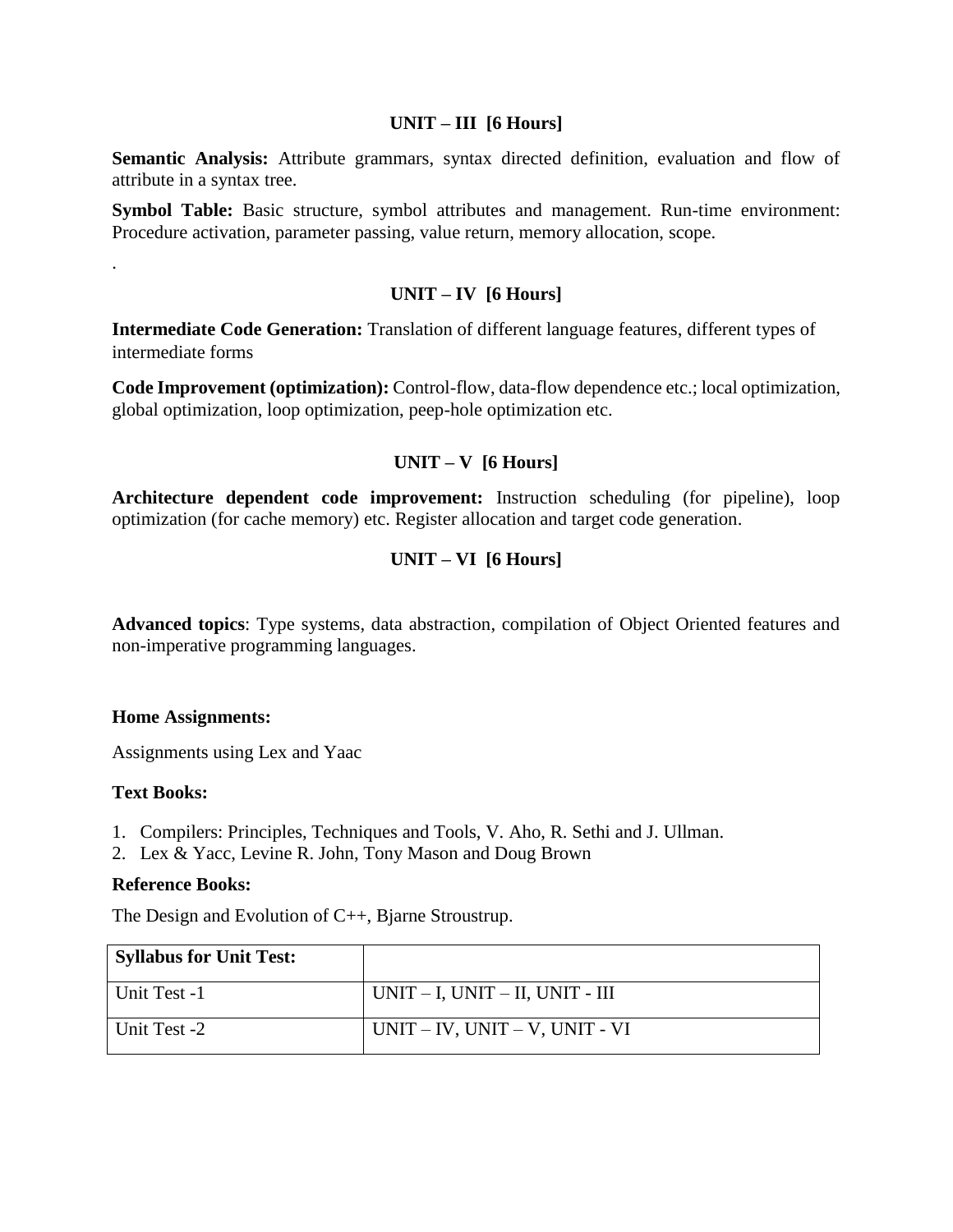### UNIT – III [6 Hours]

**Semantic Analysis:** Attribute grammars, syntax directed definition, evaluation and flow of attribute in a syntax tree.

**Symbol Table:** Basic structure, symbol attributes and management. Run-time environment: Procedure activation, parameter passing, value return, memory allocation, scope.

.

### UNIT – IV [6 Hours]

**Intermediate Code Generation:** Translation of different language features, different types of intermediate forms

**Code Improvement (optimization):** Control-flow, data-flow dependence etc.; local optimization, global optimization, loop optimization, peep-hole optimization etc.

### UNIT – V [6 Hours]

**Architecture dependent code improvement:** Instruction scheduling (for pipeline), loop optimization (for cache memory) etc. Register allocation and target code generation.

### UNIT – VI [6 Hours]

**Advanced topics**: Type systems, data abstraction, compilation of Object Oriented features and non-imperative programming languages.

**Home Assignments:**

Assignments using Lex and Yaac

**Text Books:**

1. Compilers: Principles, Techniques and Tools, V. Aho, R. Sethi and J. Ullman.
2. Lex & Yacc, Levine R. John, Tony Mason and Doug Brown

**Reference Books:**

The Design and Evolution of C++, Bjarne Stroustrup.

| **Syllabus for Unit Test:** | |
| --- | --- |
| Unit Test -1 | UNIT – I, UNIT – II, UNIT - III |
| Unit Test -2 | UNIT – IV, UNIT – V, UNIT - VI |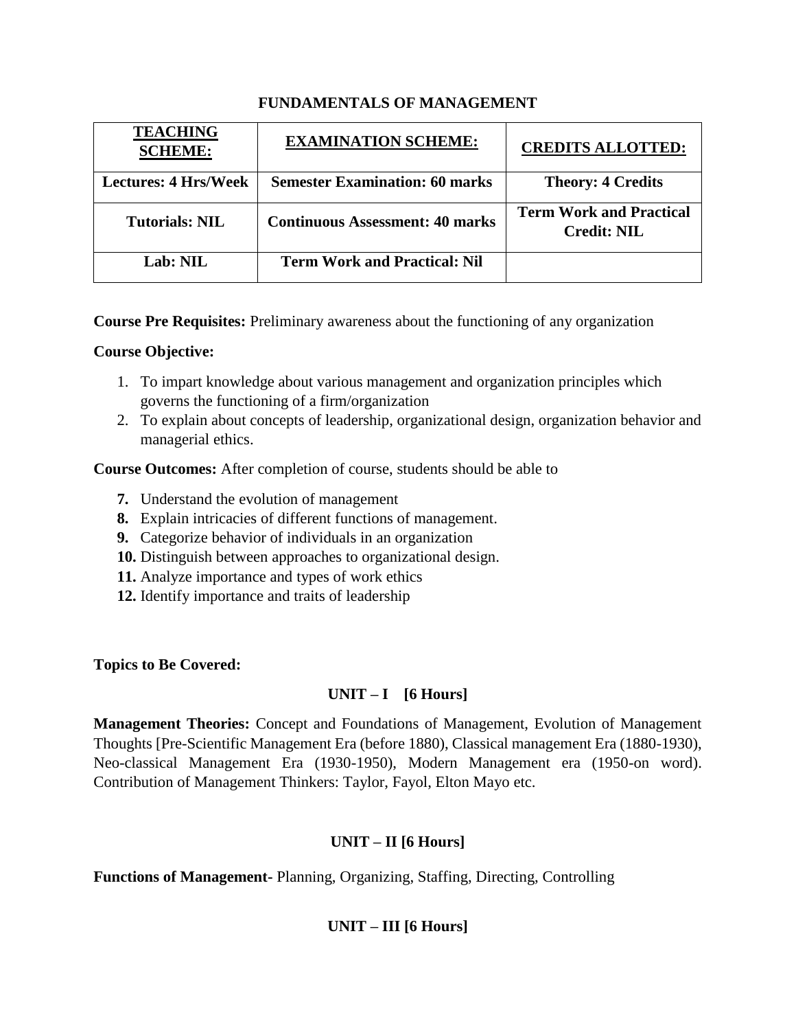## FUNDAMENTALS OF MANAGEMENT

| TEACHING SCHEME: | EXAMINATION SCHEME: | CREDITS ALLOTTED: |
|---|---|---|
| **Lectures: 4 Hrs/Week** | **Semester Examination: 60 marks** | **Theory: 4 Credits** |
| **Tutorials: NIL** | **Continuous Assessment: 40 marks** | **Term Work and Practical Credit: NIL** |
| **Lab: NIL** | **Term Work and Practical: Nil** | |

**Course Pre Requisites:** Preliminary awareness about the functioning of any organization

**Course Objective:**

1. To impart knowledge about various management and organization principles which governs the functioning of a firm/organization
2. To explain about concepts of leadership, organizational design, organization behavior and managerial ethics.

**Course Outcomes:** After completion of course, students should be able to

7. Understand the evolution of management
8. Explain intricacies of different functions of management.
9. Categorize behavior of individuals in an organization
10. Distinguish between approaches to organizational design.
11. Analyze importance and types of work ethics
12. Identify importance and traits of leadership

**Topics to Be Covered:**

### UNIT – I [6 Hours]

**Management Theories:** Concept and Foundations of Management, Evolution of Management Thoughts [Pre-Scientific Management Era (before 1880), Classical management Era (1880-1930), Neo-classical Management Era (1930-1950), Modern Management era (1950-on word). Contribution of Management Thinkers: Taylor, Fayol, Elton Mayo etc.

### UNIT – II [6 Hours]

**Functions of Management-** Planning, Organizing, Staffing, Directing, Controlling

### UNIT – III [6 Hours]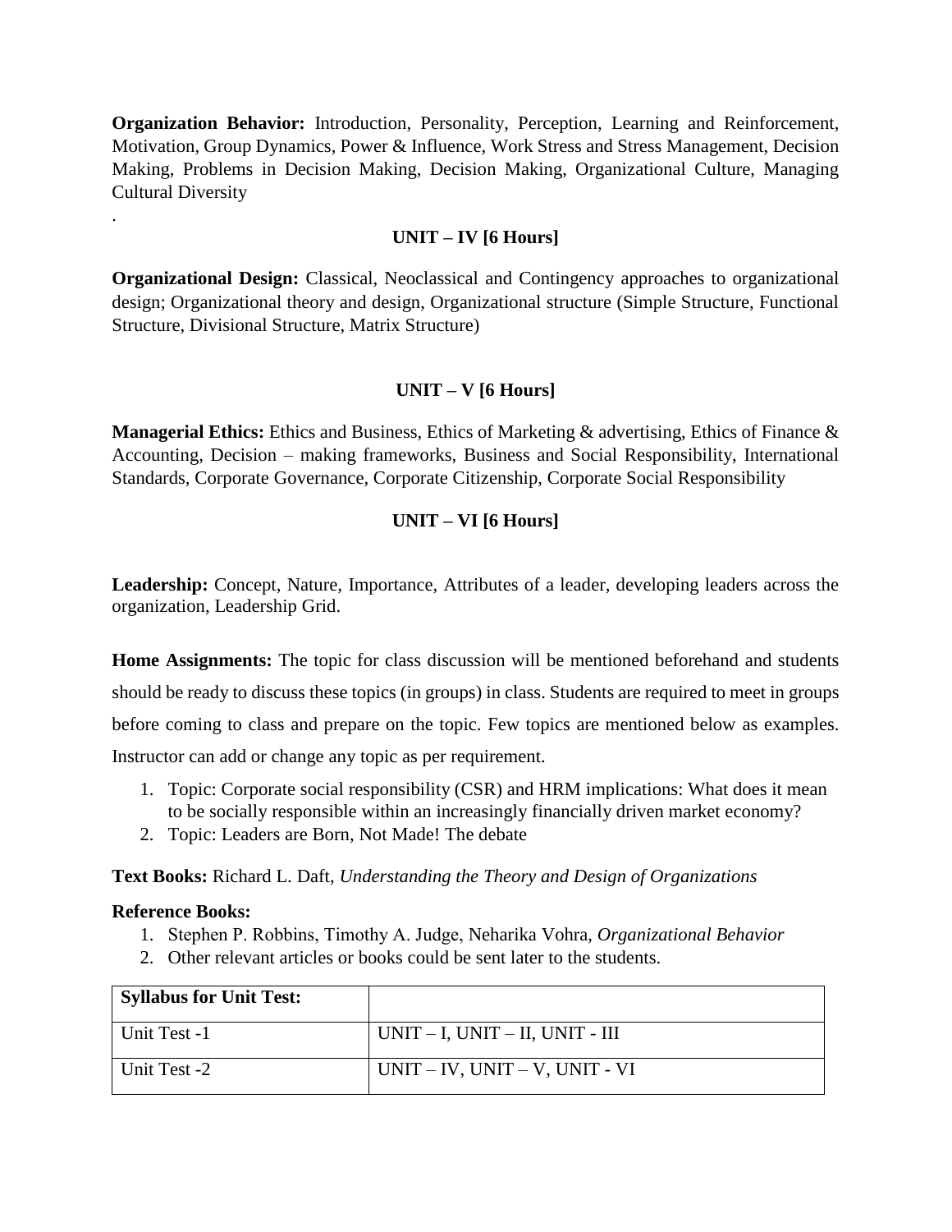**Organization Behavior:** Introduction, Personality, Perception, Learning and Reinforcement, Motivation, Group Dynamics, Power & Influence, Work Stress and Stress Management, Decision Making, Problems in Decision Making, Decision Making, Organizational Culture, Managing Cultural Diversity

.

### UNIT – IV [6 Hours]

**Organizational Design:** Classical, Neoclassical and Contingency approaches to organizational design; Organizational theory and design, Organizational structure (Simple Structure, Functional Structure, Divisional Structure, Matrix Structure)

### UNIT – V [6 Hours]

**Managerial Ethics:** Ethics and Business, Ethics of Marketing & advertising, Ethics of Finance & Accounting, Decision – making frameworks, Business and Social Responsibility, International Standards, Corporate Governance, Corporate Citizenship, Corporate Social Responsibility

### UNIT – VI [6 Hours]

**Leadership:** Concept, Nature, Importance, Attributes of a leader, developing leaders across the organization, Leadership Grid.

**Home Assignments:** The topic for class discussion will be mentioned beforehand and students should be ready to discuss these topics (in groups) in class. Students are required to meet in groups before coming to class and prepare on the topic. Few topics are mentioned below as examples. Instructor can add or change any topic as per requirement.

1. Topic: Corporate social responsibility (CSR) and HRM implications: What does it mean to be socially responsible within an increasingly financially driven market economy?
2. Topic: Leaders are Born, Not Made! The debate

**Text Books:** Richard L. Daft, *Understanding the Theory and Design of Organizations*

**Reference Books:**

1. Stephen P. Robbins, Timothy A. Judge, Neharika Vohra, *Organizational Behavior*
2. Other relevant articles or books could be sent later to the students.

| **Syllabus for Unit Test:** | |
|---|---|
| Unit Test -1 | UNIT – I, UNIT – II, UNIT - III |
| Unit Test -2 | UNIT – IV, UNIT – V, UNIT - VI |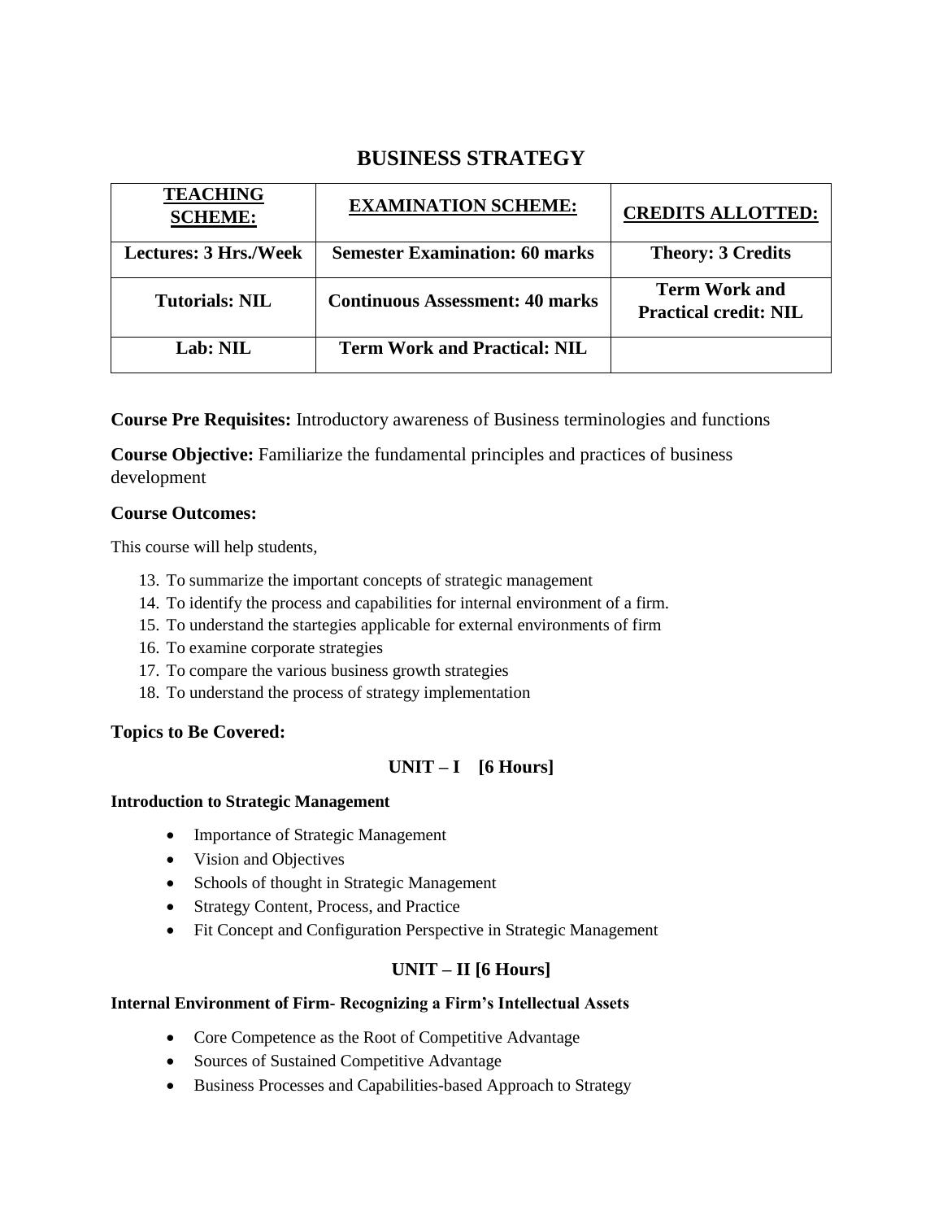# BUSINESS STRATEGY

| TEACHING SCHEME: | EXAMINATION SCHEME: | CREDITS ALLOTTED: |
|---|---|---|
| Lectures: 3 Hrs./Week | Semester Examination: 60 marks | Theory: 3 Credits |
| Tutorials: NIL | Continuous Assessment: 40 marks | Term Work and Practical credit: NIL |
| Lab: NIL | Term Work and Practical: NIL | |

**Course Pre Requisites:** Introductory awareness of Business terminologies and functions

**Course Objective:** Familiarize the fundamental principles and practices of business development

### Course Outcomes:

This course will help students,

13. To summarize the important concepts of strategic management
14. To identify the process and capabilities for internal environment of a firm.
15. To understand the startegies applicable for external environments of firm
16. To examine corporate strategies
17. To compare the various business growth strategies
18. To understand the process of strategy implementation

### Topics to Be Covered:

#### UNIT – I [6 Hours]

**Introduction to Strategic Management**

- Importance of Strategic Management
- Vision and Objectives
- Schools of thought in Strategic Management
- Strategy Content, Process, and Practice
- Fit Concept and Configuration Perspective in Strategic Management

#### UNIT – II [6 Hours]

**Internal Environment of Firm- Recognizing a Firm's Intellectual Assets**

- Core Competence as the Root of Competitive Advantage
- Sources of Sustained Competitive Advantage
- Business Processes and Capabilities-based Approach to Strategy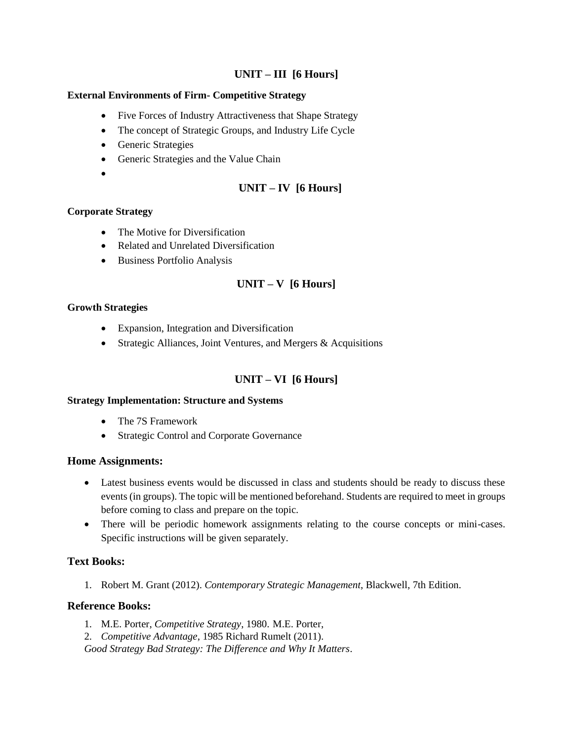## UNIT – III [6 Hours]

**External Environments of Firm- Competitive Strategy**

- Five Forces of Industry Attractiveness that Shape Strategy
- The concept of Strategic Groups, and Industry Life Cycle
- Generic Strategies
- Generic Strategies and the Value Chain
-

## UNIT – IV [6 Hours]

**Corporate Strategy**

- The Motive for Diversification
- Related and Unrelated Diversification
- Business Portfolio Analysis

## UNIT – V [6 Hours]

**Growth Strategies**

- Expansion, Integration and Diversification
- Strategic Alliances, Joint Ventures, and Mergers & Acquisitions

## UNIT – VI [6 Hours]

**Strategy Implementation: Structure and Systems**

- The 7S Framework
- Strategic Control and Corporate Governance

### Home Assignments:

- Latest business events would be discussed in class and students should be ready to discuss these events (in groups). The topic will be mentioned beforehand. Students are required to meet in groups before coming to class and prepare on the topic.
- There will be periodic homework assignments relating to the course concepts or mini-cases. Specific instructions will be given separately.

### Text Books:

1. Robert M. Grant (2012). *Contemporary Strategic Management*, Blackwell, 7th Edition.

### Reference Books:

1. M.E. Porter, *Competitive Strategy*, 1980. M.E. Porter,
2. *Competitive Advantage*, 1985 Richard Rumelt (2011).

*Good Strategy Bad Strategy: The Difference and Why It Matters*.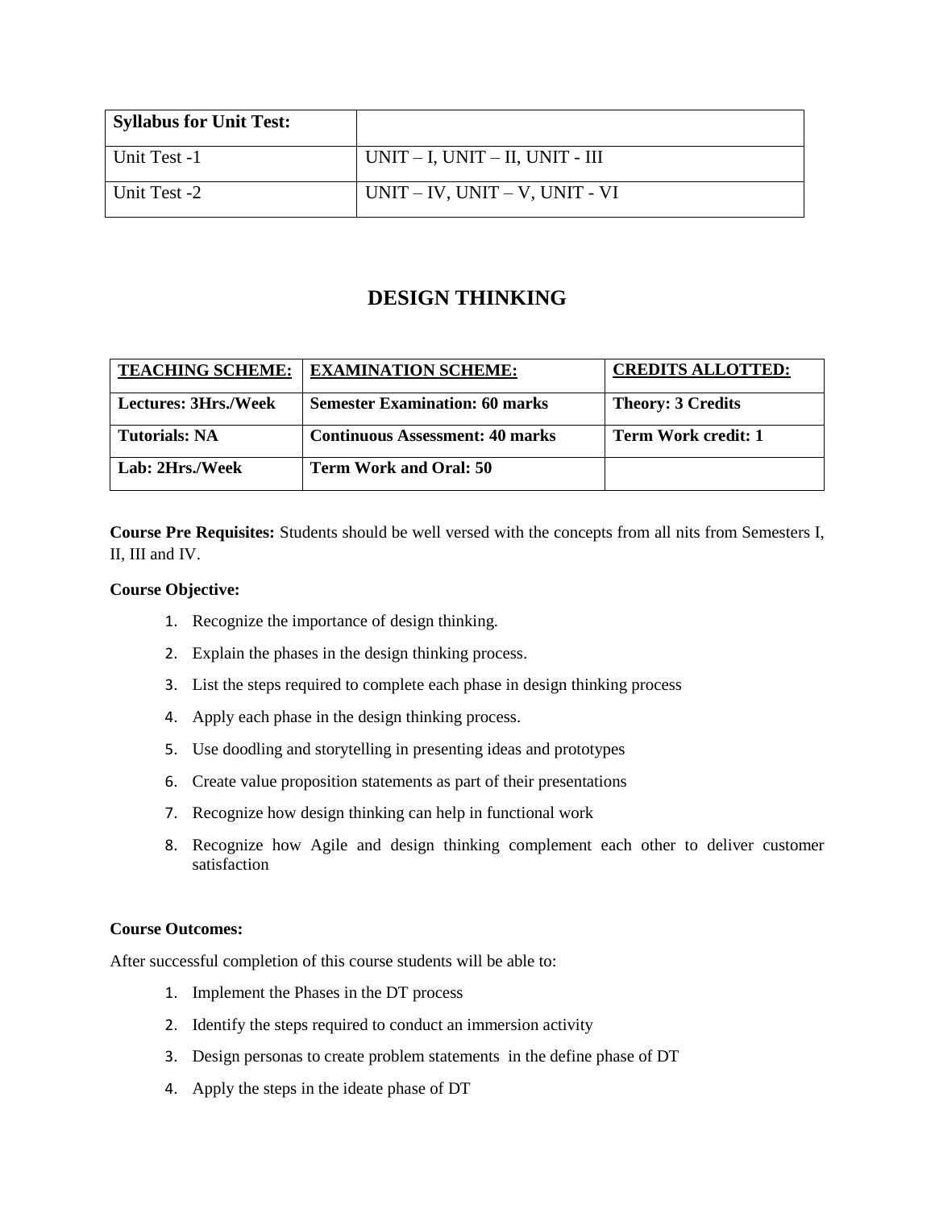| **Syllabus for Unit Test:** | |
| --- | --- |
| Unit Test -1 | UNIT – I, UNIT – II, UNIT - III |
| Unit Test -2 | UNIT – IV, UNIT – V, UNIT - VI |

# DESIGN THINKING

| **TEACHING SCHEME:** | **EXAMINATION SCHEME:** | **CREDITS ALLOTTED:** |
| --- | --- | --- |
| **Lectures: 3Hrs./Week** | **Semester Examination: 60 marks** | **Theory: 3 Credits** |
| **Tutorials: NA** | **Continuous Assessment: 40 marks** | **Term Work credit: 1** |
| **Lab: 2Hrs./Week** | **Term Work and Oral: 50** | |

**Course Pre Requisites:** Students should be well versed with the concepts from all nits from Semesters I, II, III and IV.

**Course Objective:**

1. Recognize the importance of design thinking.
2. Explain the phases in the design thinking process.
3. List the steps required to complete each phase in design thinking process
4. Apply each phase in the design thinking process.
5. Use doodling and storytelling in presenting ideas and prototypes
6. Create value proposition statements as part of their presentations
7. Recognize how design thinking can help in functional work
8. Recognize how Agile and design thinking complement each other to deliver customer satisfaction

**Course Outcomes:**

After successful completion of this course students will be able to:

1. Implement the Phases in the DT process
2. Identify the steps required to conduct an immersion activity
3. Design personas to create problem statements in the define phase of DT
4. Apply the steps in the ideate phase of DT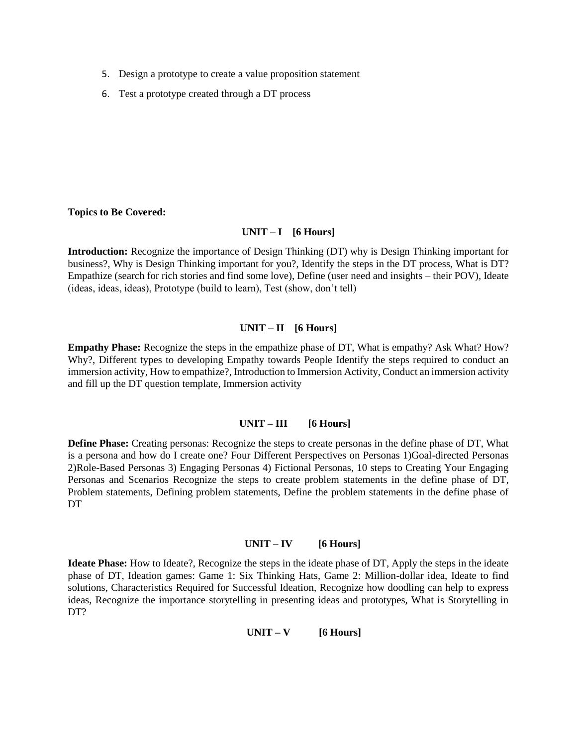5. Design a prototype to create a value proposition statement
6. Test a prototype created through a DT process

**Topics to Be Covered:**

**UNIT – I [6 Hours]**

**Introduction:** Recognize the importance of Design Thinking (DT) why is Design Thinking important for business?, Why is Design Thinking important for you?, Identify the steps in the DT process, What is DT? Empathize (search for rich stories and find some love), Define (user need and insights – their POV), Ideate (ideas, ideas, ideas), Prototype (build to learn), Test (show, don't tell)

**UNIT – II [6 Hours]**

**Empathy Phase:** Recognize the steps in the empathize phase of DT, What is empathy? Ask What? How? Why?, Different types to developing Empathy towards People Identify the steps required to conduct an immersion activity, How to empathize?, Introduction to Immersion Activity, Conduct an immersion activity and fill up the DT question template, Immersion activity

**UNIT – III [6 Hours]**

**Define Phase:** Creating personas: Recognize the steps to create personas in the define phase of DT, What is a persona and how do I create one? Four Different Perspectives on Personas 1)Goal-directed Personas 2)Role-Based Personas 3) Engaging Personas 4) Fictional Personas, 10 steps to Creating Your Engaging Personas and Scenarios Recognize the steps to create problem statements in the define phase of DT, Problem statements, Defining problem statements, Define the problem statements in the define phase of DT

**UNIT – IV [6 Hours]**

**Ideate Phase:** How to Ideate?, Recognize the steps in the ideate phase of DT, Apply the steps in the ideate phase of DT, Ideation games: Game 1: Six Thinking Hats, Game 2: Million-dollar idea, Ideate to find solutions, Characteristics Required for Successful Ideation, Recognize how doodling can help to express ideas, Recognize the importance storytelling in presenting ideas and prototypes, What is Storytelling in DT?

**UNIT – V [6 Hours]**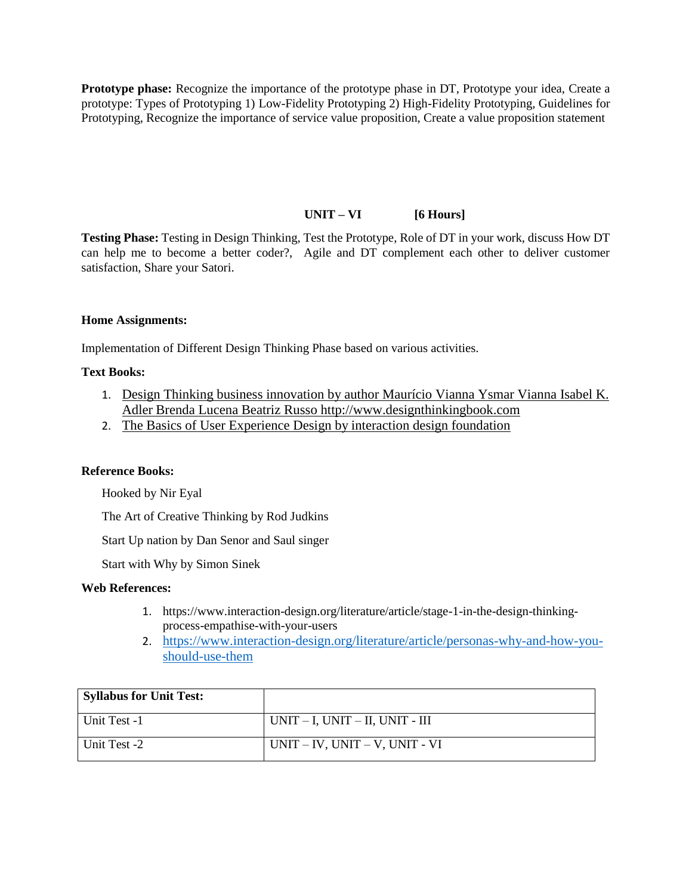**Prototype phase:** Recognize the importance of the prototype phase in DT, Prototype your idea, Create a prototype: Types of Prototyping 1) Low-Fidelity Prototyping 2) High-Fidelity Prototyping, Guidelines for Prototyping, Recognize the importance of service value proposition, Create a value proposition statement

### UNIT – VI [6 Hours]

**Testing Phase:** Testing in Design Thinking, Test the Prototype, Role of DT in your work, discuss How DT can help me to become a better coder?, Agile and DT complement each other to deliver customer satisfaction, Share your Satori.

**Home Assignments:**

Implementation of Different Design Thinking Phase based on various activities.

**Text Books:**

1. Design Thinking business innovation by author Maurício Vianna Ysmar Vianna Isabel K. Adler Brenda Lucena Beatriz Russo http://www.designthinkingbook.com
2. The Basics of User Experience Design by interaction design foundation

**Reference Books:**

Hooked by Nir Eyal

The Art of Creative Thinking by Rod Judkins

Start Up nation by Dan Senor and Saul singer

Start with Why by Simon Sinek

**Web References:**

1. https://www.interaction-design.org/literature/article/stage-1-in-the-design-thinking-process-empathise-with-your-users
2. https://www.interaction-design.org/literature/article/personas-why-and-how-you-should-use-them

| **Syllabus for Unit Test:** | |
|---|---|
| Unit Test -1 | UNIT – I, UNIT – II, UNIT - III |
| Unit Test -2 | UNIT – IV, UNIT – V, UNIT - VI |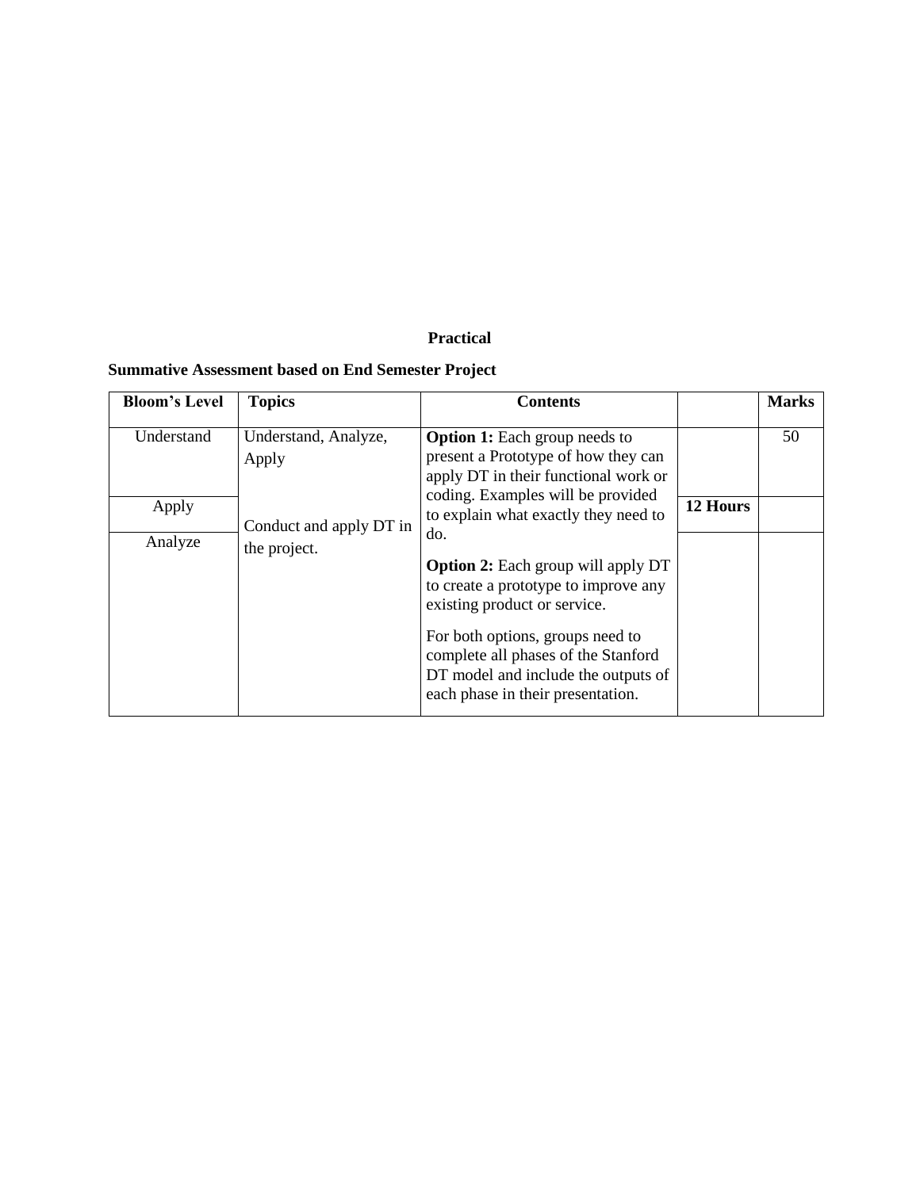**Practical**

**Summative Assessment based on End Semester Project**

| Bloom's Level | Topics | Contents | | Marks |
|---|---|---|---|---|
| Understand | Understand, Analyze, Apply | **Option 1:** Each group needs to present a Prototype of how they can apply DT in their functional work or coding. Examples will be provided to explain what exactly they need to do.<br><br>**Option 2:** Each group will apply DT to create a prototype to improve any existing product or service.<br><br>For both options, groups need to complete all phases of the Stanford DT model and include the outputs of each phase in their presentation. | | 50 |
| Apply | Conduct and apply DT in the project. | | **12 Hours** | |
| Analyze | | | | |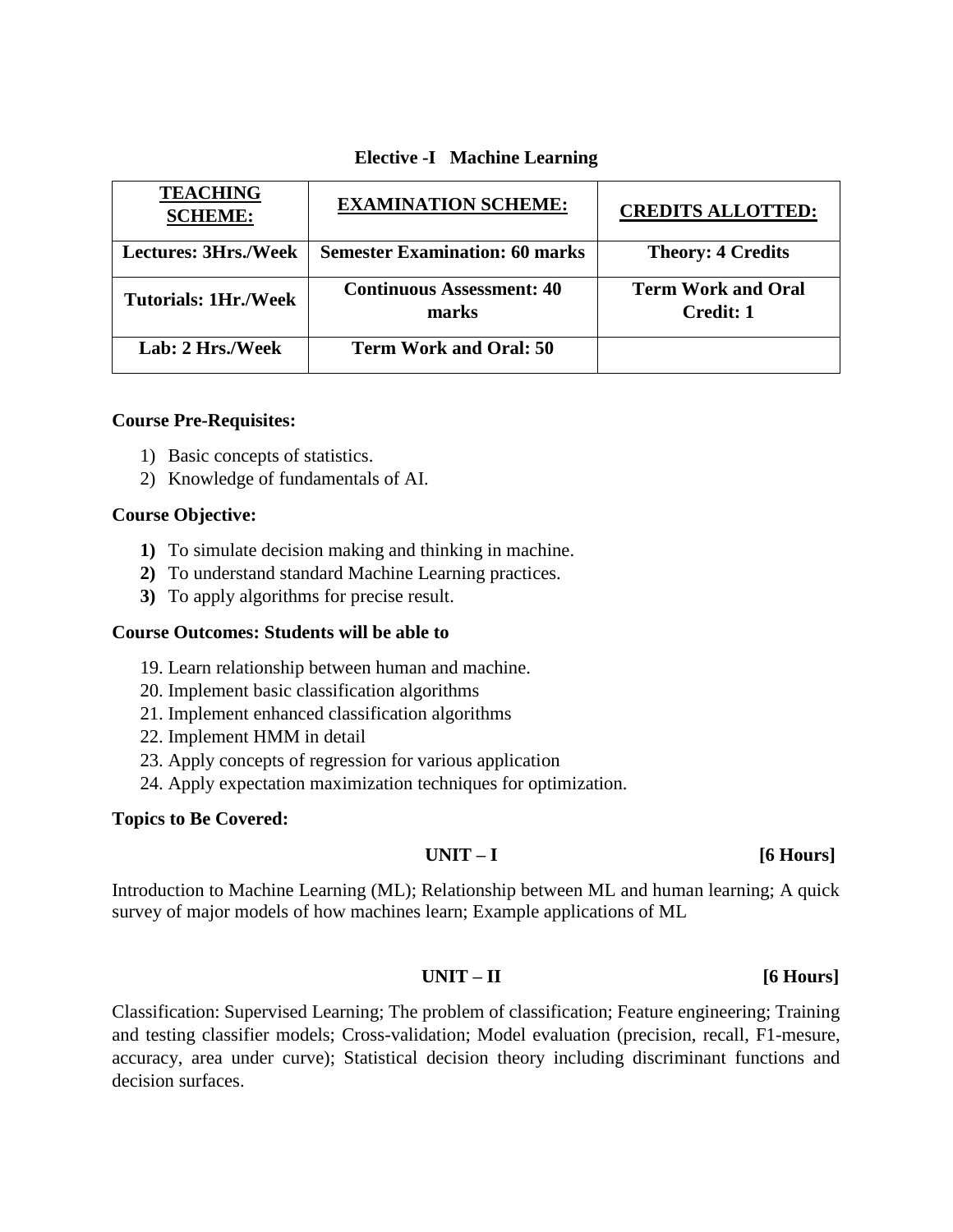## Elective -I Machine Learning

| **TEACHING SCHEME:** | **EXAMINATION SCHEME:** | **CREDITS ALLOTTED:** |
|---|---|---|
| **Lectures: 3Hrs./Week** | **Semester Examination: 60 marks** | **Theory: 4 Credits** |
| **Tutorials: 1Hr./Week** | **Continuous Assessment: 40 marks** | **Term Work and Oral Credit: 1** |
| **Lab: 2 Hrs./Week** | **Term Work and Oral: 50** | |

**Course Pre-Requisites:**

1) Basic concepts of statistics.
2) Knowledge of fundamentals of AI.

**Course Objective:**

**1)** To simulate decision making and thinking in machine.
**2)** To understand standard Machine Learning practices.
**3)** To apply algorithms for precise result.

**Course Outcomes: Students will be able to**

19. Learn relationship between human and machine.
20. Implement basic classification algorithms
21. Implement enhanced classification algorithms
22. Implement HMM in detail
23. Apply concepts of regression for various application
24. Apply expectation maximization techniques for optimization.

**Topics to Be Covered:**

**UNIT – I [6 Hours]**

Introduction to Machine Learning (ML); Relationship between ML and human learning; A quick survey of major models of how machines learn; Example applications of ML

**UNIT – II [6 Hours]**

Classification: Supervised Learning; The problem of classification; Feature engineering; Training and testing classifier models; Cross-validation; Model evaluation (precision, recall, F1-mesure, accuracy, area under curve); Statistical decision theory including discriminant functions and decision surfaces.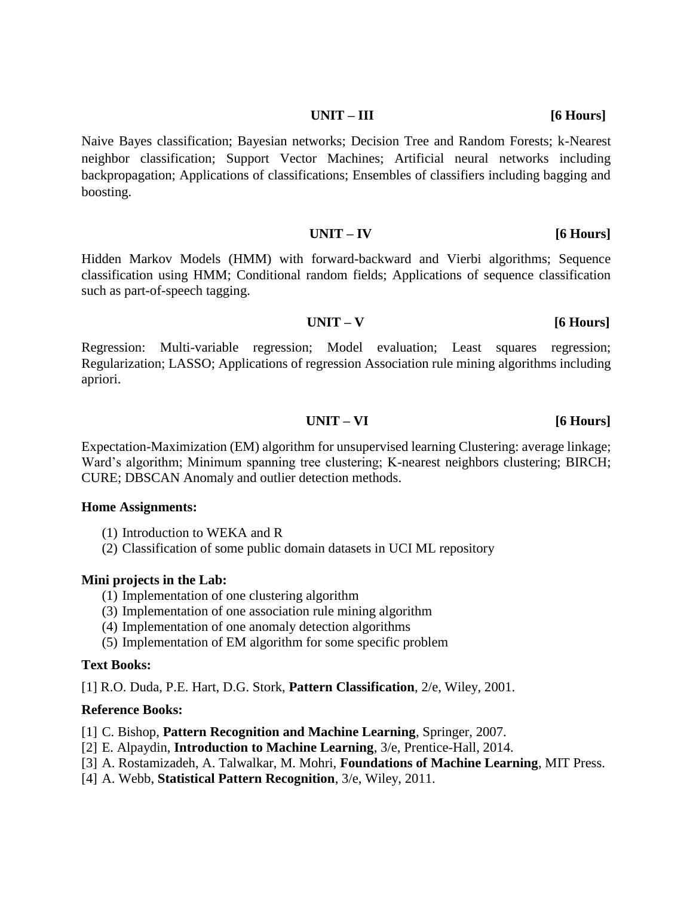## UNIT – III [6 Hours]

Naive Bayes classification; Bayesian networks; Decision Tree and Random Forests; k-Nearest neighbor classification; Support Vector Machines; Artificial neural networks including backpropagation; Applications of classifications; Ensembles of classifiers including bagging and boosting.

## UNIT – IV [6 Hours]

Hidden Markov Models (HMM) with forward-backward and Vierbi algorithms; Sequence classification using HMM; Conditional random fields; Applications of sequence classification such as part-of-speech tagging.

## UNIT – V [6 Hours]

Regression: Multi-variable regression; Model evaluation; Least squares regression; Regularization; LASSO; Applications of regression Association rule mining algorithms including apriori.

## UNIT – VI [6 Hours]

Expectation-Maximization (EM) algorithm for unsupervised learning Clustering: average linkage; Ward's algorithm; Minimum spanning tree clustering; K-nearest neighbors clustering; BIRCH; CURE; DBSCAN Anomaly and outlier detection methods.

**Home Assignments:**

(1) Introduction to WEKA and R
(2) Classification of some public domain datasets in UCI ML repository

**Mini projects in the Lab:**

(1) Implementation of one clustering algorithm
(3) Implementation of one association rule mining algorithm
(4) Implementation of one anomaly detection algorithms
(5) Implementation of EM algorithm for some specific problem

**Text Books:**

[1] R.O. Duda, P.E. Hart, D.G. Stork, **Pattern Classification**, 2/e, Wiley, 2001.

**Reference Books:**

[1] C. Bishop, **Pattern Recognition and Machine Learning**, Springer, 2007.
[2] E. Alpaydin, **Introduction to Machine Learning**, 3/e, Prentice-Hall, 2014.
[3] A. Rostamizadeh, A. Talwalkar, M. Mohri, **Foundations of Machine Learning**, MIT Press.
[4] A. Webb, **Statistical Pattern Recognition**, 3/e, Wiley, 2011.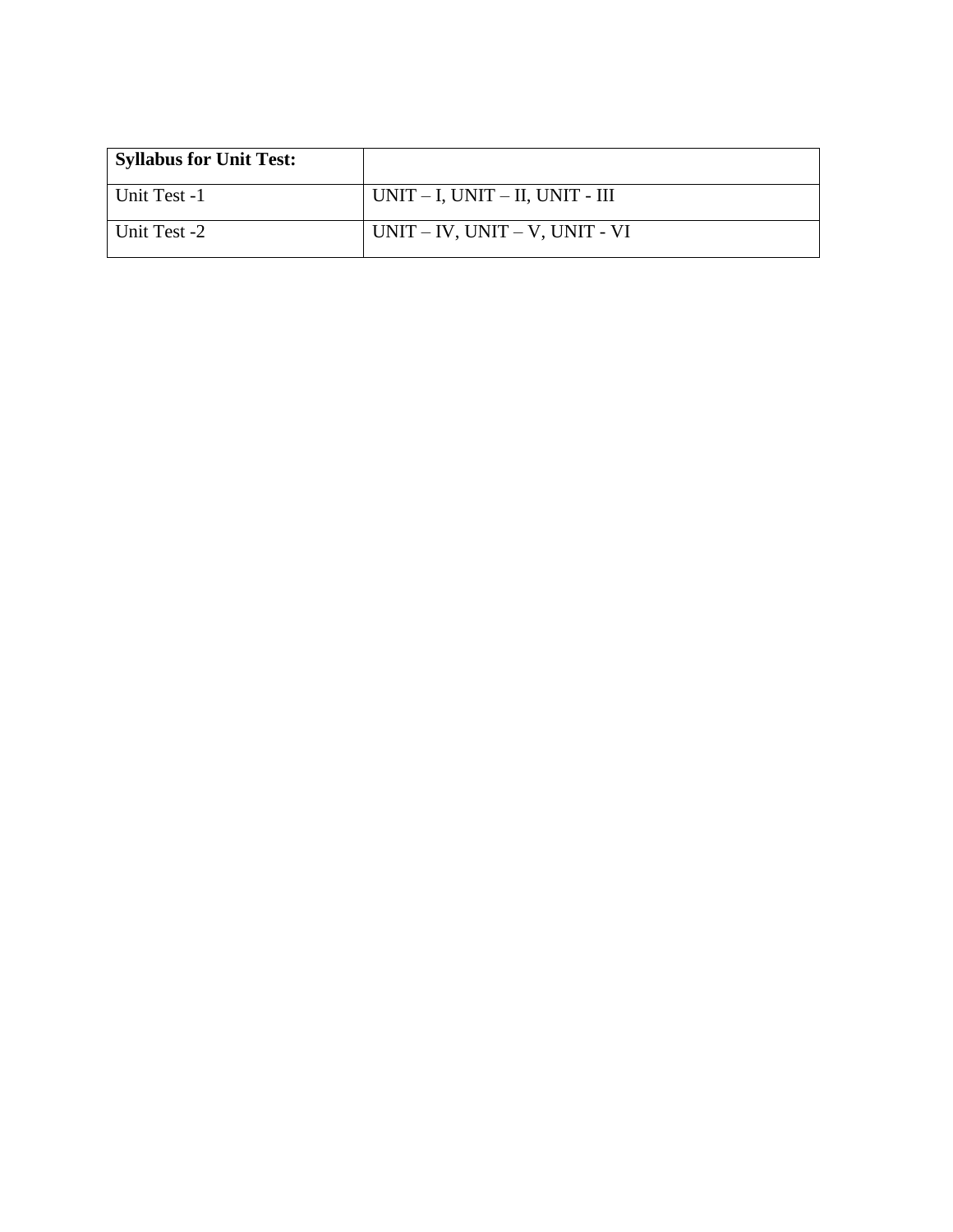| **Syllabus for Unit Test:** | |
|---|---|
| Unit Test -1 | UNIT – I, UNIT – II, UNIT - III |
| Unit Test -2 | UNIT – IV, UNIT – V, UNIT - VI |